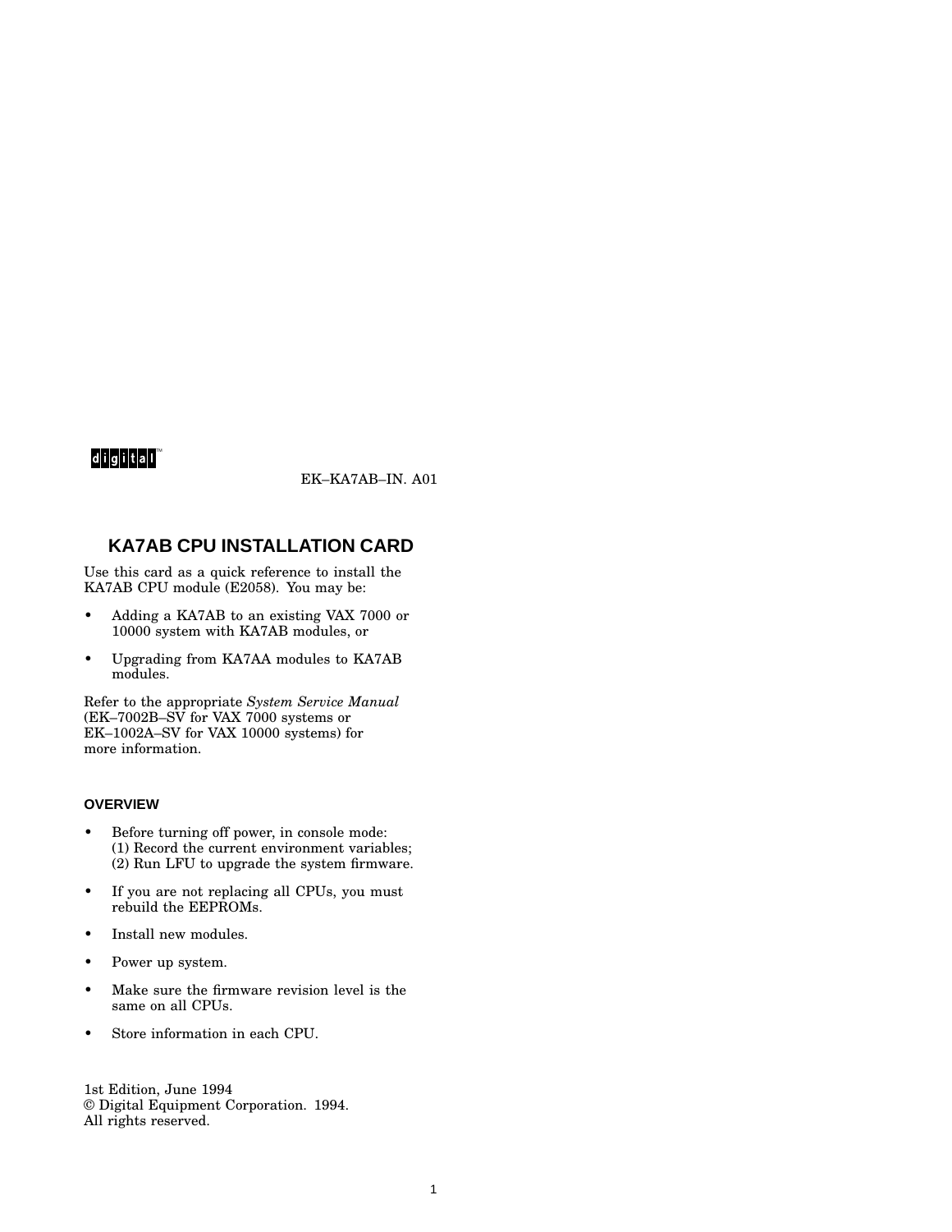digital™

EK–KA7AB–IN. A01

# KA7AB CPU INSTALLATION CARD

Use this card as a quick reference to install the KA7AB CPU module (E2058). You may be:

- Adding a KA7AB to an existing VAX 7000 or 10000 system with KA7AB modules, or
- Upgrading from KA7AA modules to KA7AB modules.

Refer to the appropriate *System Service Manual* (EK–7002B–SV for VAX 7000 systems or EK–1002A–SV for VAX 10000 systems) for more information.

## OVERVIEW

- Before turning off power, in console mode:
  (1) Record the current environment variables;
  (2) Run LFU to upgrade the system firmware.
- If you are not replacing all CPUs, you must rebuild the EEPROMs.
- Install new modules.
- Power up system.
- Make sure the firmware revision level is the same on all CPUs.
- Store information in each CPU.

1st Edition, June 1994
© Digital Equipment Corporation. 1994.
All rights reserved.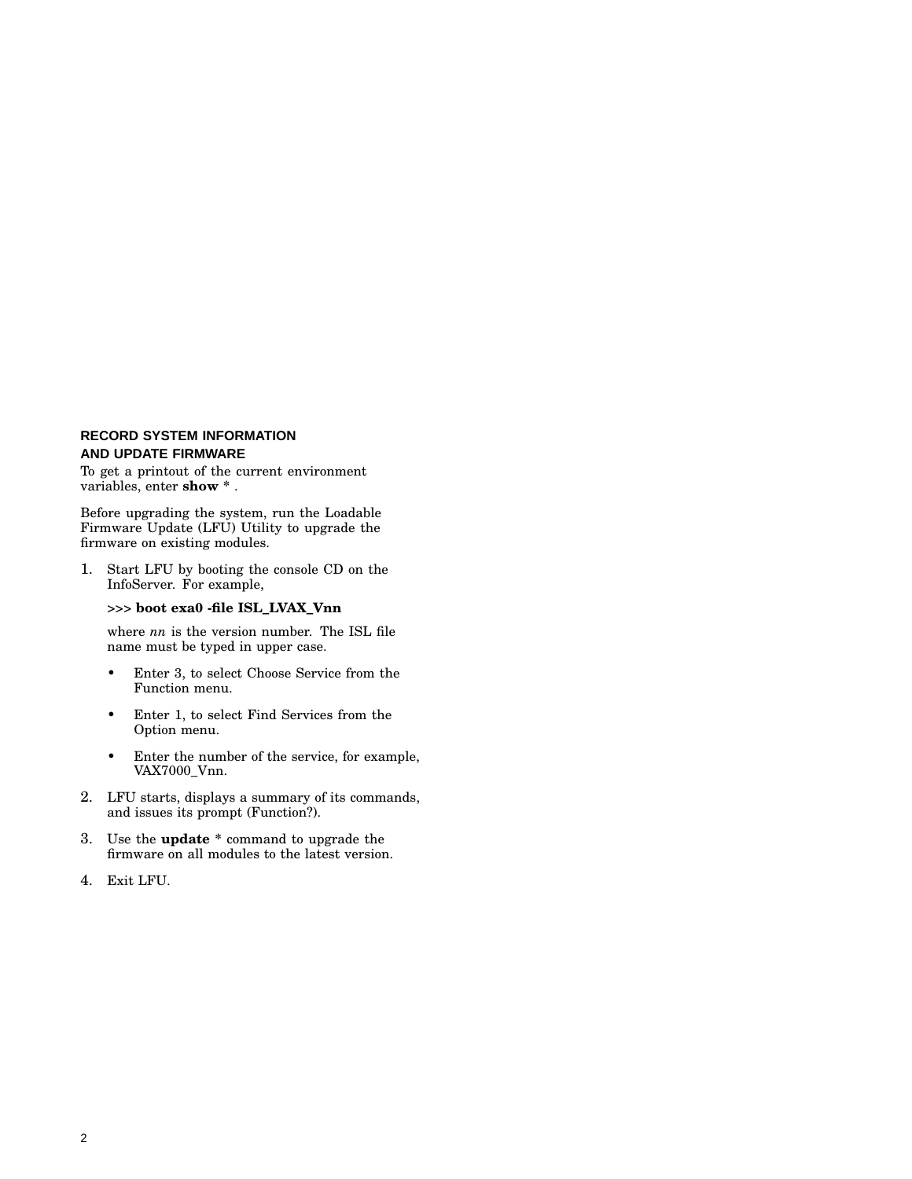## RECORD SYSTEM INFORMATION AND UPDATE FIRMWARE

To get a printout of the current environment variables, enter **show** * .

Before upgrading the system, run the Loadable Firmware Update (LFU) Utility to upgrade the firmware on existing modules.

1. Start LFU by booting the console CD on the InfoServer. For example,

   >>> **boot exa0 -file ISL_LVAX_Vnn**

   where *nn* is the version number. The ISL file name must be typed in upper case.

   - Enter 3, to select Choose Service from the Function menu.
   - Enter 1, to select Find Services from the Option menu.
   - Enter the number of the service, for example, VAX7000_Vnn.

2. LFU starts, displays a summary of its commands, and issues its prompt (Function?).

3. Use the **update** * command to upgrade the firmware on all modules to the latest version.

4. Exit LFU.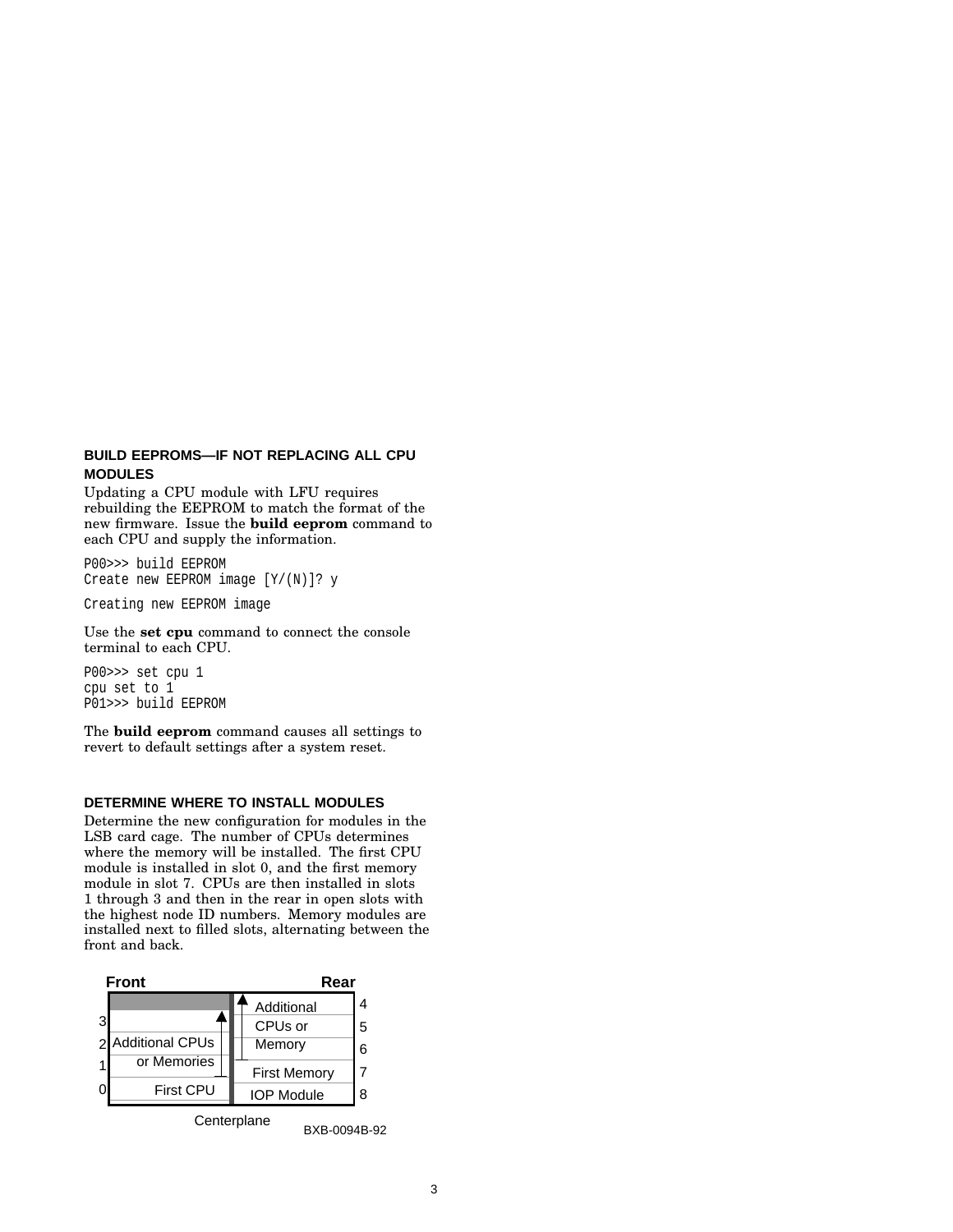## BUILD EEPROMS—IF NOT REPLACING ALL CPU MODULES

Updating a CPU module with LFU requires rebuilding the EEPROM to match the format of the new firmware. Issue the **build eeprom** command to each CPU and supply the information.

```
P00>>> build EEPROM
Create new EEPROM image [Y/(N)]? y

Creating new EEPROM image
```

Use the **set cpu** command to connect the console terminal to each CPU.

```
P00>>> set cpu 1
cpu set to 1
P01>>> build EEPROM
```

The **build eeprom** command causes all settings to revert to default settings after a system reset.

## DETERMINE WHERE TO INSTALL MODULES

Determine the new configuration for modules in the LSB card cage. The number of CPUs determines where the memory will be installed. The first CPU module is installed in slot 0, and the first memory module in slot 7. CPUs are then installed in slots 1 through 3 and then in the rear in open slots with the highest node ID numbers. Memory modules are installed next to filled slots, alternating between the front and back.

| Front slot | Front | Rear | Rear slot |
|---|---|---|---|
| | | Additional | 4 |
| 3 | | CPUs or | 5 |
| 2 | Additional CPUs | Memory | 6 |
| 1 | or Memories | First Memory | 7 |
| 0 | First CPU | IOP Module | 8 |

Centerplane

BXB-0094B-92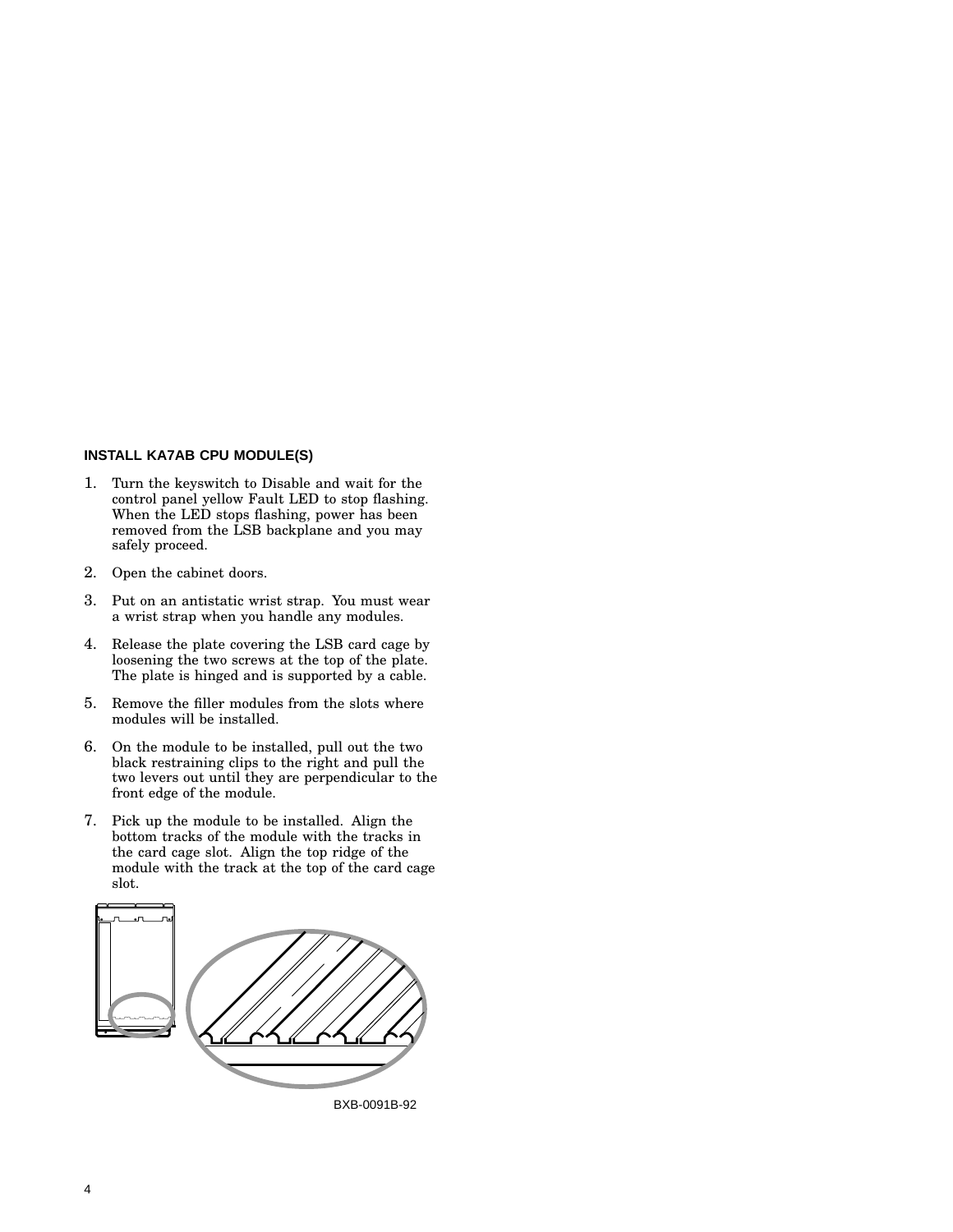### INSTALL KA7AB CPU MODULE(S)

1. Turn the keyswitch to Disable and wait for the control panel yellow Fault LED to stop flashing. When the LED stops flashing, power has been removed from the LSB backplane and you may safely proceed.
2. Open the cabinet doors.
3. Put on an antistatic wrist strap. You must wear a wrist strap when you handle any modules.
4. Release the plate covering the LSB card cage by loosening the two screws at the top of the plate. The plate is hinged and is supported by a cable.
5. Remove the filler modules from the slots where modules will be installed.
6. On the module to be installed, pull out the two black restraining clips to the right and pull the two levers out until they are perpendicular to the front edge of the module.
7. Pick up the module to be installed. Align the bottom tracks of the module with the tracks in the card cage slot. Align the top ridge of the module with the track at the top of the card cage slot.

BXB-0091B-92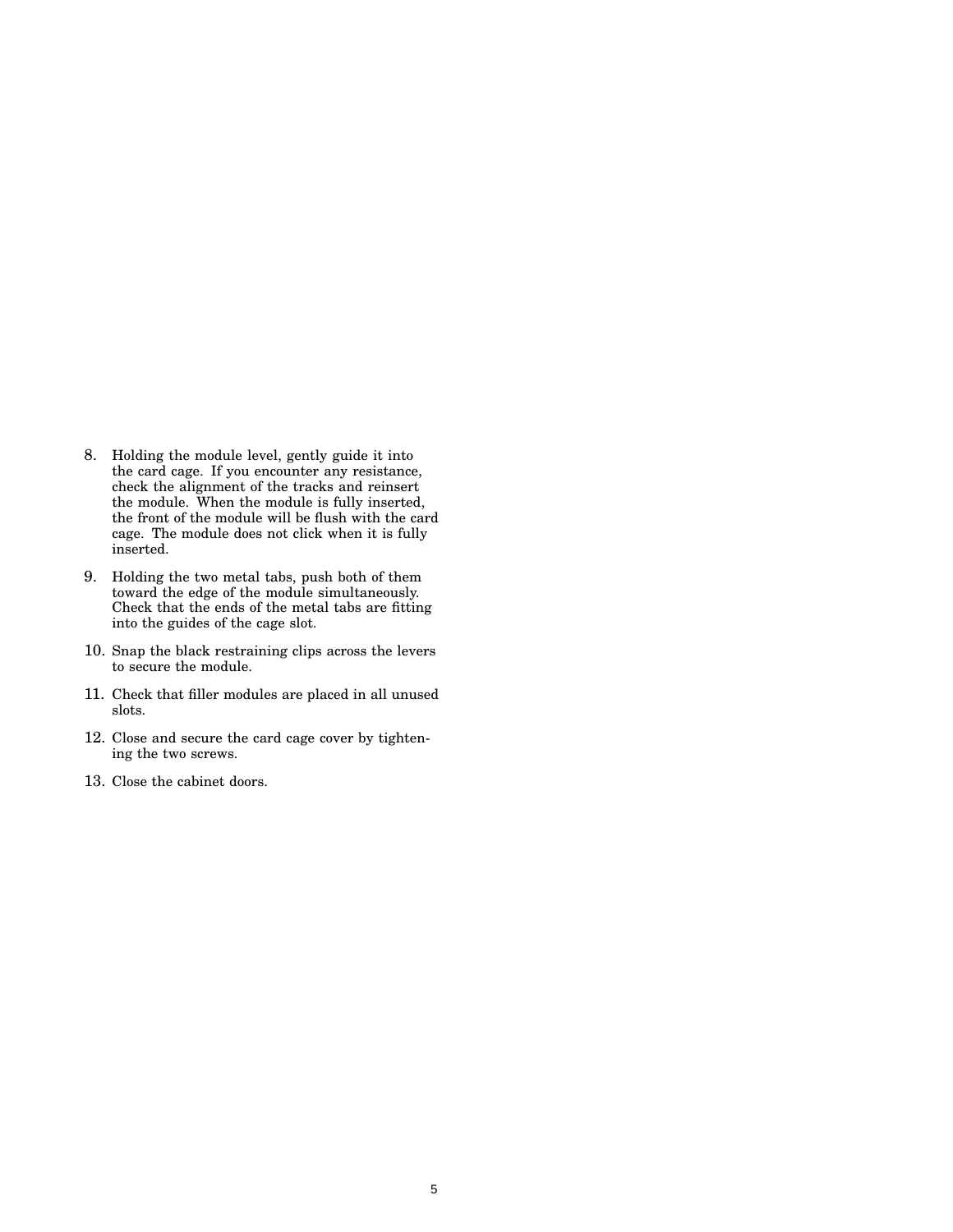8. Holding the module level, gently guide it into the card cage. If you encounter any resistance, check the alignment of the tracks and reinsert the module. When the module is fully inserted, the front of the module will be flush with the card cage. The module does not click when it is fully inserted.

9. Holding the two metal tabs, push both of them toward the edge of the module simultaneously. Check that the ends of the metal tabs are fitting into the guides of the cage slot.

10. Snap the black restraining clips across the levers to secure the module.

11. Check that filler modules are placed in all unused slots.

12. Close and secure the card cage cover by tightening the two screws.

13. Close the cabinet doors.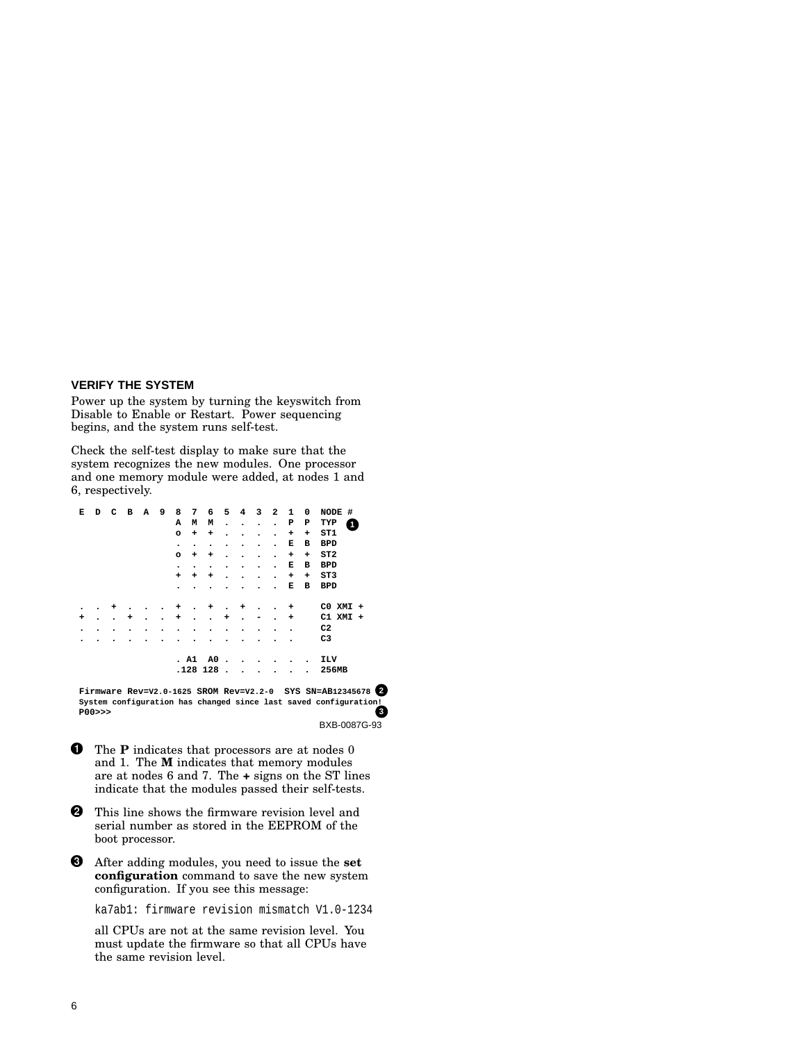### VERIFY THE SYSTEM

Power up the system by turning the keyswitch from Disable to Enable or Restart. Power sequencing begins, and the system runs self-test.

Check the self-test display to make sure that the system recognizes the new modules. One processor and one memory module were added, at nodes 1 and 6, respectively.

```
E  D  C  B  A  9  8  7  6  5  4  3  2  1  0  NODE #
                  A  M  M  .  .  .  .  P  P  TYP     ❶
                  o  +  +  .  .  .  .  +  +  ST1
                  .  .  .  .  .  .  .  E  B  BPD
                  o  +  +  .  .  .  .  +  +  ST2
                  .  .  .  .  .  .  .  E  B  BPD
                  +  +  +  .  .  .  .  +  +  ST3
                  .  .  .  .  .  .  .  E  B  BPD

.  .  +  .  .  .  +  .  +  .  +  .  .  +     C0 XMI +
+  .  .  +  .  .  +  .  .  +  .  -  .  +     C1 XMI +
.  .  .  .  .  .  .  .  .  .  .  .  .  .     C2
.  .  .  .  .  .  .  .  .  .  .  .  .  .     C3

                  . A1  A0 .  .  .  .  .  .  ILV
                  .128 128 .  .  .  .  .  .  256MB

Firmware Rev=V2.0-1625 SROM Rev=V2.2-0  SYS SN=AB12345678 ❷
System configuration has changed since last saved configuration!
P00>>>                                                     ❸
```

BXB-0087G-93

❶ The **P** indicates that processors are at nodes 0 and 1. The **M** indicates that memory modules are at nodes 6 and 7. The **+** signs on the ST lines indicate that the modules passed their self-tests.

❷ This line shows the firmware revision level and serial number as stored in the EEPROM of the boot processor.

❸ After adding modules, you need to issue the **set configuration** command to save the new system configuration. If you see this message:

```
ka7ab1: firmware revision mismatch V1.0-1234
```

all CPUs are not at the same revision level. You must update the firmware so that all CPUs have the same revision level.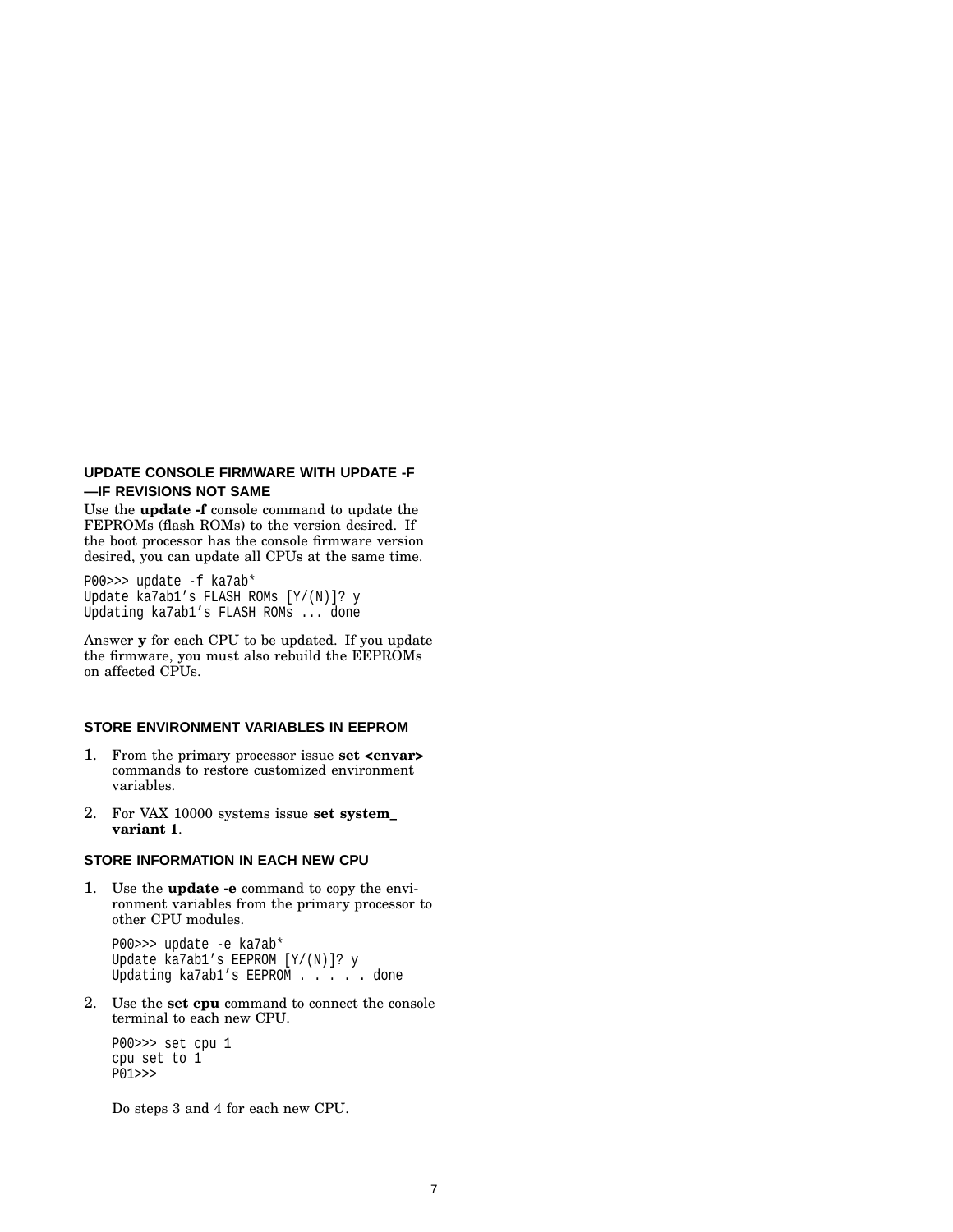### UPDATE CONSOLE FIRMWARE WITH UPDATE -F —IF REVISIONS NOT SAME

Use the **update -f** console command to update the FEPROMs (flash ROMs) to the version desired. If the boot processor has the console firmware version desired, you can update all CPUs at the same time.

```
P00>>> update -f ka7ab*
Update ka7ab1's FLASH ROMs [Y/(N)]? y
Updating ka7ab1's FLASH ROMs ... done
```

Answer **y** for each CPU to be updated. If you update the firmware, you must also rebuild the EEPROMs on affected CPUs.

### STORE ENVIRONMENT VARIABLES IN EEPROM

1. From the primary processor issue **set <envar>** commands to restore customized environment variables.
2. For VAX 10000 systems issue **set system_variant 1**.

### STORE INFORMATION IN EACH NEW CPU

1. Use the **update -e** command to copy the environment variables from the primary processor to other CPU modules.

   ```
   P00>>> update -e ka7ab*
   Update ka7ab1's EEPROM [Y/(N)]? y
   Updating ka7ab1's EEPROM . . . . . done
   ```

2. Use the **set cpu** command to connect the console terminal to each new CPU.

   ```
   P00>>> set cpu 1
   cpu set to 1
   P01>>>
   ```

   Do steps 3 and 4 for each new CPU.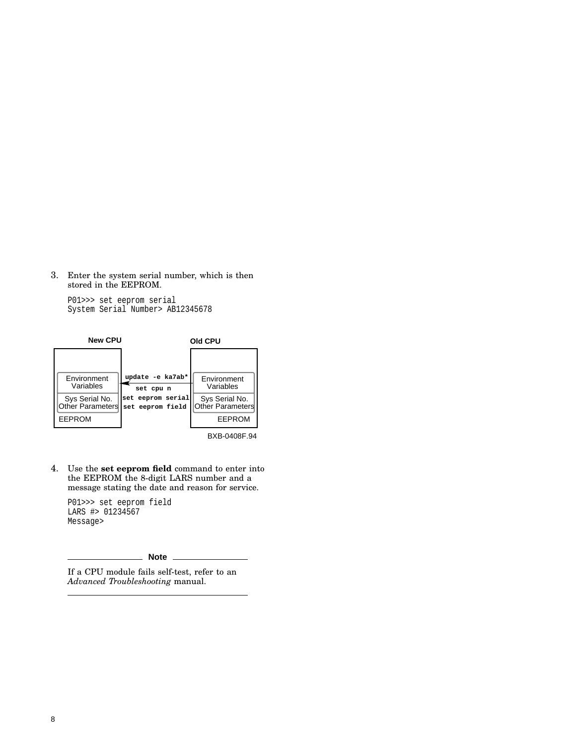3. Enter the system serial number, which is then stored in the EEPROM.

```
P01>>> set eeprom serial
System Serial Number> AB12345678
```

New CPU

Old CPU

Environment Variables

Sys Serial No. Other Parameters

EEPROM

update -e ka7ab*

set cpu n

set eeprom serial

set eeprom field

Environment Variables

Sys Serial No. Other Parameters

EEPROM

BXB-0408F.94

4. Use the **set eeprom field** command to enter into the EEPROM the 8-digit LARS number and a message stating the date and reason for service.

```
P01>>> set eeprom field
LARS #> 01234567
Message>
```

---

**Note**

If a CPU module fails self-test, refer to an *Advanced Troubleshooting* manual.

---